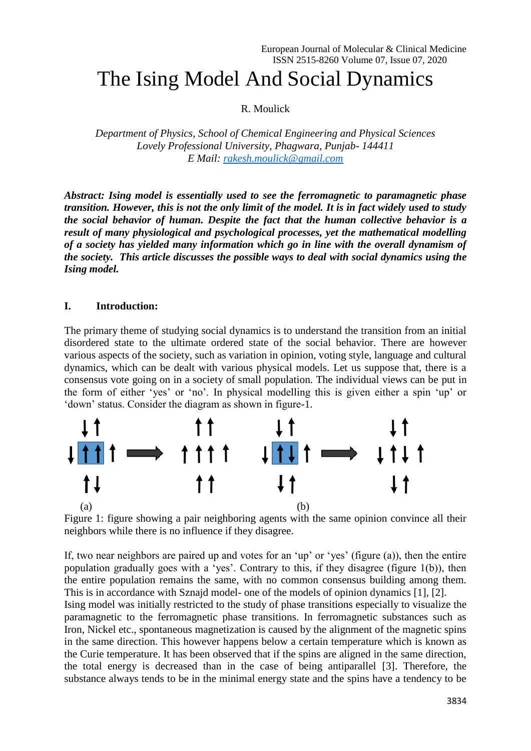# The Ising Model And Social Dynamics

R. Moulick

*Department of Physics, School of Chemical Engineering and Physical Sciences*
*Lovely Professional University, Phagwara, Punjab- 144411*
*E Mail: rakesh.moulick@gmail.com*

***Abstract: Ising model is essentially used to see the ferromagnetic to paramagnetic phase transition. However, this is not the only limit of the model. It is in fact widely used to study the social behavior of human. Despite the fact that the human collective behavior is a result of many physiological and psychological processes, yet the mathematical modelling of a society has yielded many information which go in line with the overall dynamism of the society. This article discusses the possible ways to deal with social dynamics using the Ising model.***

## I. Introduction:

The primary theme of studying social dynamics is to understand the transition from an initial disordered state to the ultimate ordered state of the social behavior. There are however various aspects of the society, such as variation in opinion, voting style, language and cultural dynamics, which can be dealt with various physical models. Let us suppose that, there is a consensus vote going on in a society of small population. The individual views can be put in the form of either 'yes' or 'no'. In physical modelling this is given either a spin 'up' or 'down' status. Consider the diagram as shown in figure-1.

(a) (b)

Figure 1: figure showing a pair neighboring agents with the same opinion convince all their neighbors while there is no influence if they disagree.

If, two near neighbors are paired up and votes for an 'up' or 'yes' (figure (a)), then the entire population gradually goes with a 'yes'. Contrary to this, if they disagree (figure 1(b)), then the entire population remains the same, with no common consensus building among them. This is in accordance with Sznajd model- one of the models of opinion dynamics [1], [2].

Ising model was initially restricted to the study of phase transitions especially to visualize the paramagnetic to the ferromagnetic phase transitions. In ferromagnetic substances such as Iron, Nickel etc., spontaneous magnetization is caused by the alignment of the magnetic spins in the same direction. This however happens below a certain temperature which is known as the Curie temperature. It has been observed that if the spins are aligned in the same direction, the total energy is decreased than in the case of being antiparallel [3]. Therefore, the substance always tends to be in the minimal energy state and the spins have a tendency to be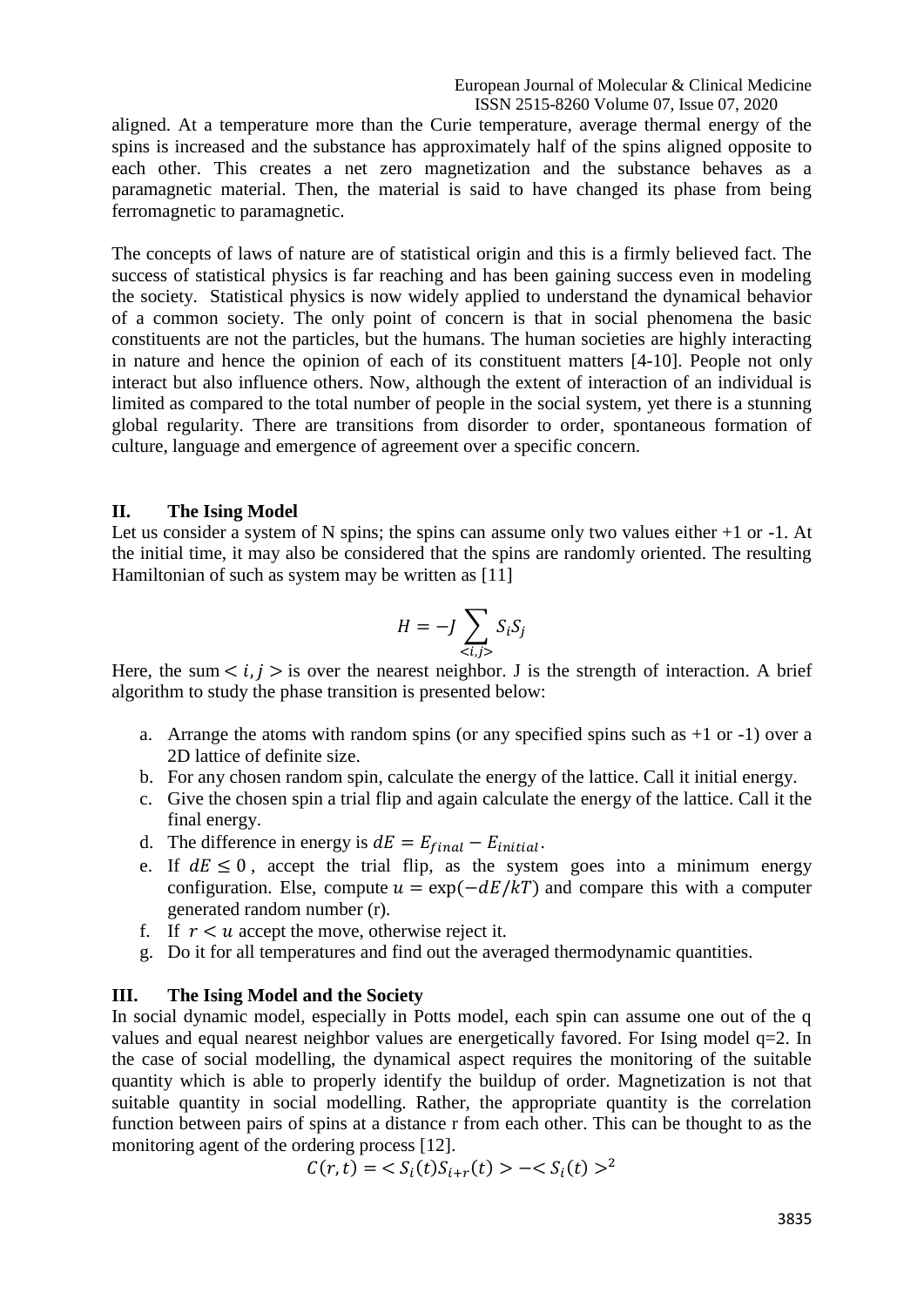aligned. At a temperature more than the Curie temperature, average thermal energy of the spins is increased and the substance has approximately half of the spins aligned opposite to each other. This creates a net zero magnetization and the substance behaves as a paramagnetic material. Then, the material is said to have changed its phase from being ferromagnetic to paramagnetic.

The concepts of laws of nature are of statistical origin and this is a firmly believed fact. The success of statistical physics is far reaching and has been gaining success even in modeling the society. Statistical physics is now widely applied to understand the dynamical behavior of a common society. The only point of concern is that in social phenomena the basic constituents are not the particles, but the humans. The human societies are highly interacting in nature and hence the opinion of each of its constituent matters [4-10]. People not only interact but also influence others. Now, although the extent of interaction of an individual is limited as compared to the total number of people in the social system, yet there is a stunning global regularity. There are transitions from disorder to order, spontaneous formation of culture, language and emergence of agreement over a specific concern.

## II. The Ising Model

Let us consider a system of N spins; the spins can assume only two values either +1 or -1. At the initial time, it may also be considered that the spins are randomly oriented. The resulting Hamiltonian of such as system may be written as [11]

$$H = -J \sum_{<i,j>} S_i S_j$$

Here, the sum $< i, j >$ is over the nearest neighbor. J is the strength of interaction. A brief algorithm to study the phase transition is presented below:

a. Arrange the atoms with random spins (or any specified spins such as +1 or -1) over a 2D lattice of definite size.
b. For any chosen random spin, calculate the energy of the lattice. Call it initial energy.
c. Give the chosen spin a trial flip and again calculate the energy of the lattice. Call it the final energy.
d. The difference in energy is $dE = E_{final} - E_{initial}$.
e. If $dE \leq 0$, accept the trial flip, as the system goes into a minimum energy configuration. Else, compute $u = \exp(-dE/kT)$ and compare this with a computer generated random number (r).
f. If $r < u$ accept the move, otherwise reject it.
g. Do it for all temperatures and find out the averaged thermodynamic quantities.

## III. The Ising Model and the Society

In social dynamic model, especially in Potts model, each spin can assume one out of the q values and equal nearest neighbor values are energetically favored. For Ising model q=2. In the case of social modelling, the dynamical aspect requires the monitoring of the suitable quantity which is able to properly identify the buildup of order. Magnetization is not that suitable quantity in social modelling. Rather, the appropriate quantity is the correlation function between pairs of spins at a distance r from each other. This can be thought to as the monitoring agent of the ordering process [12].

$$C(r,t) = < S_i(t) S_{i+r}(t) > - < S_i(t) >^2$$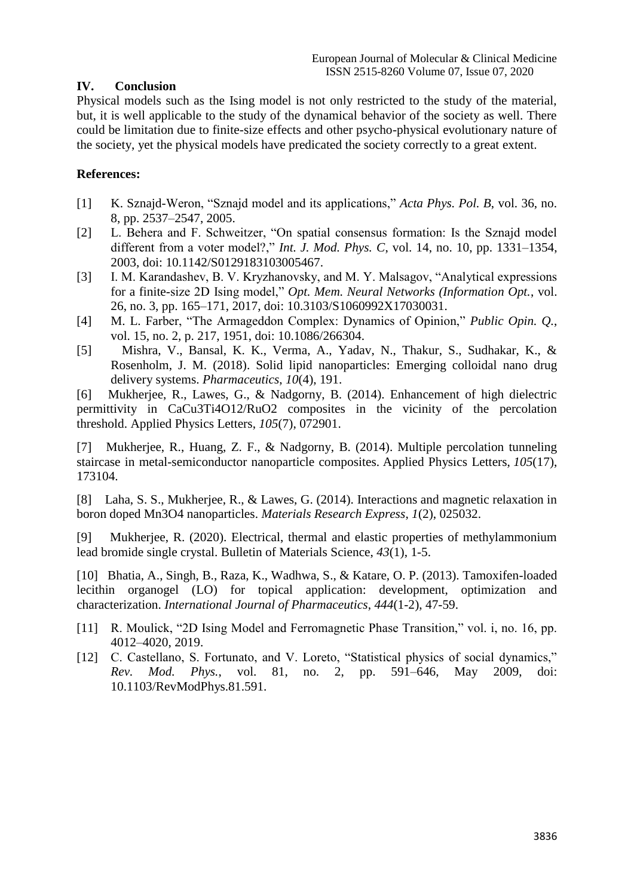## IV. Conclusion

Physical models such as the Ising model is not only restricted to the study of the material, but, it is well applicable to the study of the dynamical behavior of the society as well. There could be limitation due to finite-size effects and other psycho-physical evolutionary nature of the society, yet the physical models have predicated the society correctly to a great extent.

## References:

[1] K. Sznajd-Weron, "Sznajd model and its applications," *Acta Phys. Pol. B*, vol. 36, no. 8, pp. 2537–2547, 2005.

[2] L. Behera and F. Schweitzer, "On spatial consensus formation: Is the Sznajd model different from a voter model?," *Int. J. Mod. Phys. C*, vol. 14, no. 10, pp. 1331–1354, 2003, doi: 10.1142/S0129183103005467.

[3] I. M. Karandashev, B. V. Kryzhanovsky, and M. Y. Malsagov, "Analytical expressions for a finite-size 2D Ising model," *Opt. Mem. Neural Networks (Information Opt.*, vol. 26, no. 3, pp. 165–171, 2017, doi: 10.3103/S1060992X17030031.

[4] M. L. Farber, "The Armageddon Complex: Dynamics of Opinion," *Public Opin. Q.*, vol. 15, no. 2, p. 217, 1951, doi: 10.1086/266304.

[5] Mishra, V., Bansal, K. K., Verma, A., Yadav, N., Thakur, S., Sudhakar, K., & Rosenholm, J. M. (2018). Solid lipid nanoparticles: Emerging colloidal nano drug delivery systems. *Pharmaceutics*, *10*(4), 191.

[6] Mukherjee, R., Lawes, G., & Nadgorny, B. (2014). Enhancement of high dielectric permittivity in $CaCu_3Ti_4O_{12}/RuO_2$ composites in the vicinity of the percolation threshold. Applied Physics Letters, *105*(7), 072901.

[7] Mukherjee, R., Huang, Z. F., & Nadgorny, B. (2014). Multiple percolation tunneling staircase in metal-semiconductor nanoparticle composites. Applied Physics Letters, *105*(17), 173104.

[8] Laha, S. S., Mukherjee, R., & Lawes, G. (2014). Interactions and magnetic relaxation in boron doped $Mn_3O_4$ nanoparticles. *Materials Research Express*, *1*(2), 025032.

[9] Mukherjee, R. (2020). Electrical, thermal and elastic properties of methylammonium lead bromide single crystal. Bulletin of Materials Science, *43*(1), 1-5.

[10] Bhatia, A., Singh, B., Raza, K., Wadhwa, S., & Katare, O. P. (2013). Tamoxifen-loaded lecithin organogel (LO) for topical application: development, optimization and characterization. *International Journal of Pharmaceutics*, *444*(1-2), 47-59.

[11] R. Moulick, "2D Ising Model and Ferromagnetic Phase Transition," vol. i, no. 16, pp. 4012–4020, 2019.

[12] C. Castellano, S. Fortunato, and V. Loreto, "Statistical physics of social dynamics," *Rev. Mod. Phys.*, vol. 81, no. 2, pp. 591–646, May 2009, doi: 10.1103/RevModPhys.81.591.